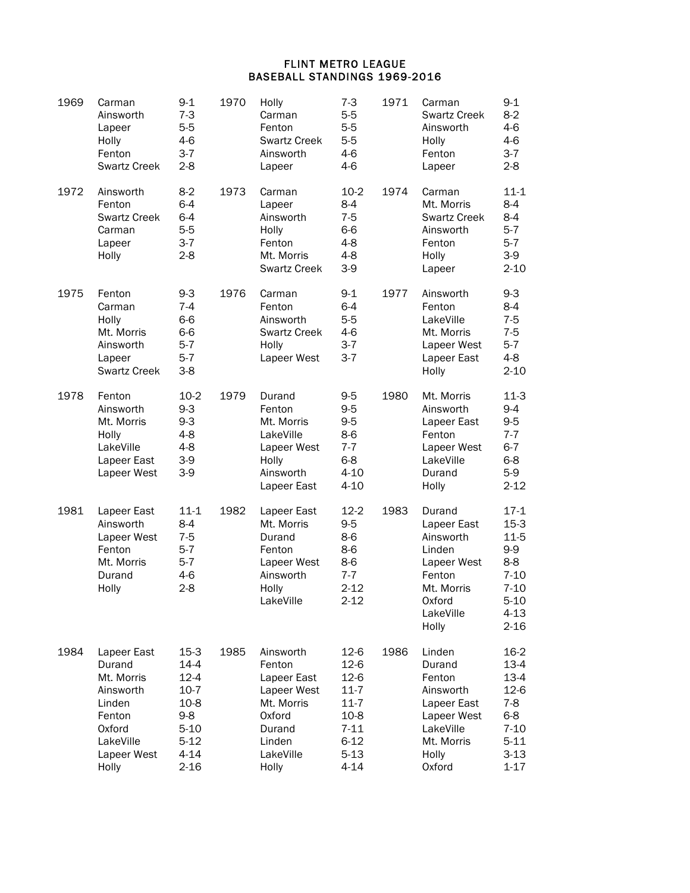# FLINT METRO LEAGUE
## BASEBALL STANDINGS 1969-2016

| Year | Team | Record | Year | Team | Record | Year | Team | Record |
|---|---|---|---|---|---|---|---|---|
| 1969 | Carman | 9-1 | 1970 | Holly | 7-3 | 1971 | Carman | 9-1 |
| | Ainsworth | 7-3 | | Carman | 5-5 | | Swartz Creek | 8-2 |
| | Lapeer | 5-5 | | Fenton | 5-5 | | Ainsworth | 4-6 |
| | Holly | 4-6 | | Swartz Creek | 5-5 | | Holly | 4-6 |
| | Fenton | 3-7 | | Ainsworth | 4-6 | | Fenton | 3-7 |
| | Swartz Creek | 2-8 | | Lapeer | 4-6 | | Lapeer | 2-8 |
| 1972 | Ainsworth | 8-2 | 1973 | Carman | 10-2 | 1974 | Carman | 11-1 |
| | Fenton | 6-4 | | Lapeer | 8-4 | | Mt. Morris | 8-4 |
| | Swartz Creek | 6-4 | | Ainsworth | 7-5 | | Swartz Creek | 8-4 |
| | Carman | 5-5 | | Holly | 6-6 | | Ainsworth | 5-7 |
| | Lapeer | 3-7 | | Fenton | 4-8 | | Fenton | 5-7 |
| | Holly | 2-8 | | Mt. Morris | 4-8 | | Holly | 3-9 |
| | | | | Swartz Creek | 3-9 | | Lapeer | 2-10 |
| 1975 | Fenton | 9-3 | 1976 | Carman | 9-1 | 1977 | Ainsworth | 9-3 |
| | Carman | 7-4 | | Fenton | 6-4 | | Fenton | 8-4 |
| | Holly | 6-6 | | Ainsworth | 5-5 | | LakeVille | 7-5 |
| | Mt. Morris | 6-6 | | Swartz Creek | 4-6 | | Mt. Morris | 7-5 |
| | Ainsworth | 5-7 | | Holly | 3-7 | | Lapeer West | 5-7 |
| | Lapeer | 5-7 | | Lapeer West | 3-7 | | Lapeer East | 4-8 |
| | Swartz Creek | 3-8 | | | | | Holly | 2-10 |
| 1978 | Fenton | 10-2 | 1979 | Durand | 9-5 | 1980 | Mt. Morris | 11-3 |
| | Ainsworth | 9-3 | | Fenton | 9-5 | | Ainsworth | 9-4 |
| | Mt. Morris | 9-3 | | Mt. Morris | 9-5 | | Lapeer East | 9-5 |
| | Holly | 4-8 | | LakeVille | 8-6 | | Fenton | 7-7 |
| | LakeVille | 4-8 | | Lapeer West | 7-7 | | Lapeer West | 6-7 |
| | Lapeer East | 3-9 | | Holly | 6-8 | | LakeVille | 6-8 |
| | Lapeer West | 3-9 | | Ainsworth | 4-10 | | Durand | 5-9 |
| | | | | Lapeer East | 4-10 | | Holly | 2-12 |
| 1981 | Lapeer East | 11-1 | 1982 | Lapeer East | 12-2 | 1983 | Durand | 17-1 |
| | Ainsworth | 8-4 | | Mt. Morris | 9-5 | | Lapeer East | 15-3 |
| | Lapeer West | 7-5 | | Durand | 8-6 | | Ainsworth | 11-5 |
| | Fenton | 5-7 | | Fenton | 8-6 | | Linden | 9-9 |
| | Mt. Morris | 5-7 | | Lapeer West | 8-6 | | Lapeer West | 8-8 |
| | Durand | 4-6 | | Ainsworth | 7-7 | | Fenton | 7-10 |
| | Holly | 2-8 | | Holly | 2-12 | | Mt. Morris | 7-10 |
| | | | | LakeVille | 2-12 | | Oxford | 5-10 |
| | | | | | | | LakeVille | 4-13 |
| | | | | | | | Holly | 2-16 |
| 1984 | Lapeer East | 15-3 | 1985 | Ainsworth | 12-6 | 1986 | Linden | 16-2 |
| | Durand | 14-4 | | Fenton | 12-6 | | Durand | 13-4 |
| | Mt. Morris | 12-4 | | Lapeer East | 12-6 | | Fenton | 13-4 |
| | Ainsworth | 10-7 | | Lapeer West | 11-7 | | Ainsworth | 12-6 |
| | Linden | 10-8 | | Mt. Morris | 11-7 | | Lapeer East | 7-8 |
| | Fenton | 9-8 | | Oxford | 10-8 | | Lapeer West | 6-8 |
| | Oxford | 5-10 | | Durand | 7-11 | | LakeVille | 7-10 |
| | LakeVille | 5-12 | | Linden | 6-12 | | Mt. Morris | 5-11 |
| | Lapeer West | 4-14 | | LakeVille | 5-13 | | Holly | 3-13 |
| | Holly | 2-16 | | Holly | 4-14 | | Oxford | 1-17 |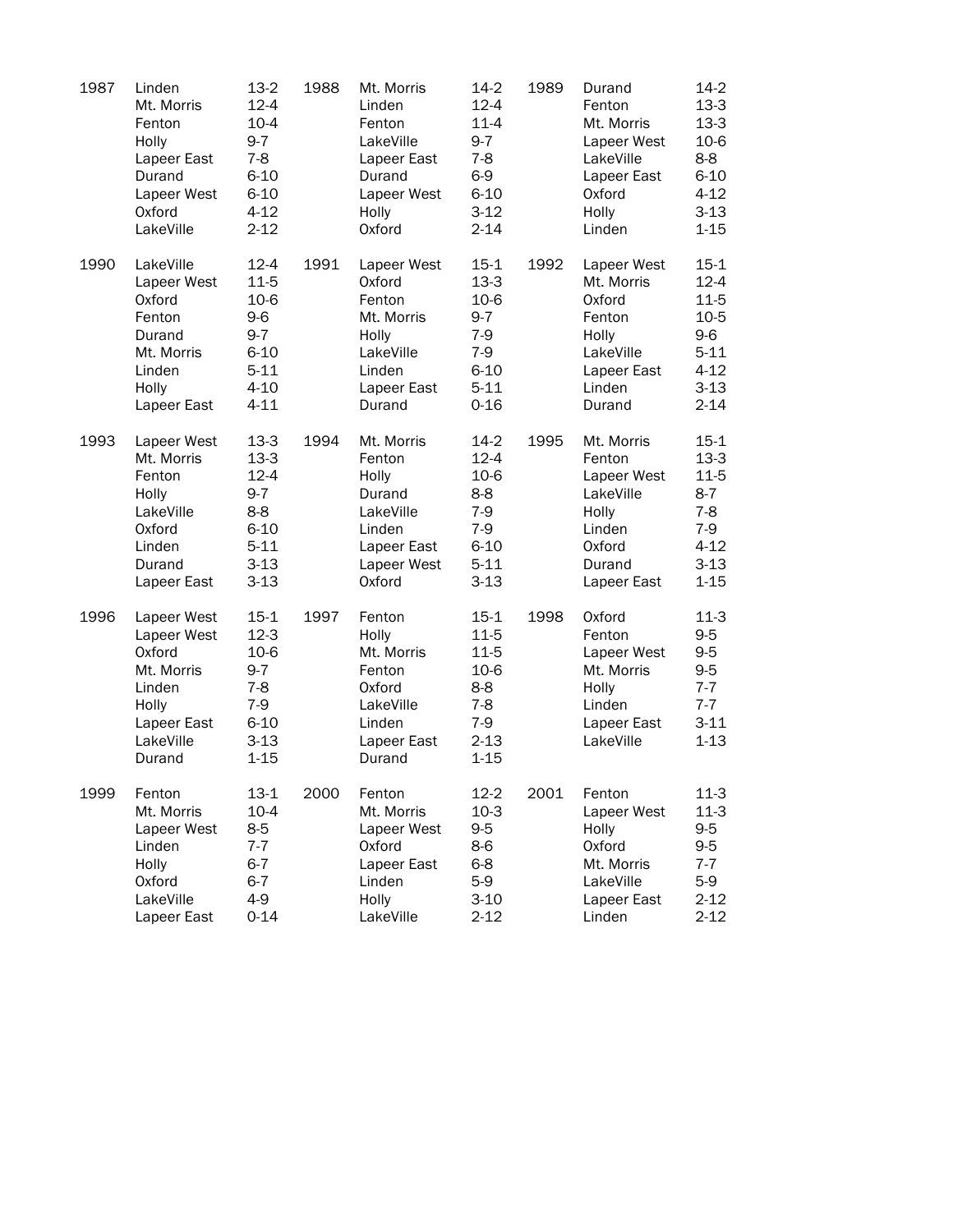| Year | Team | Record | Year | Team | Record | Year | Team | Record |
|---|---|---|---|---|---|---|---|---|
| 1987 | Linden | 13-2 | 1988 | Mt. Morris | 14-2 | 1989 | Durand | 14-2 |
| | Mt. Morris | 12-4 | | Linden | 12-4 | | Fenton | 13-3 |
| | Fenton | 10-4 | | Fenton | 11-4 | | Mt. Morris | 13-3 |
| | Holly | 9-7 | | LakeVille | 9-7 | | Lapeer West | 10-6 |
| | Lapeer East | 7-8 | | Lapeer East | 7-8 | | LakeVille | 8-8 |
| | Durand | 6-10 | | Durand | 6-9 | | Lapeer East | 6-10 |
| | Lapeer West | 6-10 | | Lapeer West | 6-10 | | Oxford | 4-12 |
| | Oxford | 4-12 | | Holly | 3-12 | | Holly | 3-13 |
| | LakeVille | 2-12 | | Oxford | 2-14 | | Linden | 1-15 |
| 1990 | LakeVille | 12-4 | 1991 | Lapeer West | 15-1 | 1992 | Lapeer West | 15-1 |
| | Lapeer West | 11-5 | | Oxford | 13-3 | | Mt. Morris | 12-4 |
| | Oxford | 10-6 | | Fenton | 10-6 | | Oxford | 11-5 |
| | Fenton | 9-6 | | Mt. Morris | 9-7 | | Fenton | 10-5 |
| | Durand | 9-7 | | Holly | 7-9 | | Holly | 9-6 |
| | Mt. Morris | 6-10 | | LakeVille | 7-9 | | LakeVille | 5-11 |
| | Linden | 5-11 | | Linden | 6-10 | | Lapeer East | 4-12 |
| | Holly | 4-10 | | Lapeer East | 5-11 | | Linden | 3-13 |
| | Lapeer East | 4-11 | | Durand | 0-16 | | Durand | 2-14 |
| 1993 | Lapeer West | 13-3 | 1994 | Mt. Morris | 14-2 | 1995 | Mt. Morris | 15-1 |
| | Mt. Morris | 13-3 | | Fenton | 12-4 | | Fenton | 13-3 |
| | Fenton | 12-4 | | Holly | 10-6 | | Lapeer West | 11-5 |
| | Holly | 9-7 | | Durand | 8-8 | | LakeVille | 8-7 |
| | LakeVille | 8-8 | | LakeVille | 7-9 | | Holly | 7-8 |
| | Oxford | 6-10 | | Linden | 7-9 | | Linden | 7-9 |
| | Linden | 5-11 | | Lapeer East | 6-10 | | Oxford | 4-12 |
| | Durand | 3-13 | | Lapeer West | 5-11 | | Durand | 3-13 |
| | Lapeer East | 3-13 | | Oxford | 3-13 | | Lapeer East | 1-15 |
| 1996 | Lapeer West | 15-1 | 1997 | Fenton | 15-1 | 1998 | Oxford | 11-3 |
| | Lapeer West | 12-3 | | Holly | 11-5 | | Fenton | 9-5 |
| | Oxford | 10-6 | | Mt. Morris | 11-5 | | Lapeer West | 9-5 |
| | Mt. Morris | 9-7 | | Fenton | 10-6 | | Mt. Morris | 9-5 |
| | Linden | 7-8 | | Oxford | 8-8 | | Holly | 7-7 |
| | Holly | 7-9 | | LakeVille | 7-8 | | Linden | 7-7 |
| | Lapeer East | 6-10 | | Linden | 7-9 | | Lapeer East | 3-11 |
| | LakeVille | 3-13 | | Lapeer East | 2-13 | | LakeVille | 1-13 |
| | Durand | 1-15 | | Durand | 1-15 | | | |
| 1999 | Fenton | 13-1 | 2000 | Fenton | 12-2 | 2001 | Fenton | 11-3 |
| | Mt. Morris | 10-4 | | Mt. Morris | 10-3 | | Lapeer West | 11-3 |
| | Lapeer West | 8-5 | | Lapeer West | 9-5 | | Holly | 9-5 |
| | Linden | 7-7 | | Oxford | 8-6 | | Oxford | 9-5 |
| | Holly | 6-7 | | Lapeer East | 6-8 | | Mt. Morris | 7-7 |
| | Oxford | 6-7 | | Linden | 5-9 | | LakeVille | 5-9 |
| | LakeVille | 4-9 | | Holly | 3-10 | | Lapeer East | 2-12 |
| | Lapeer East | 0-14 | | LakeVille | 2-12 | | Linden | 2-12 |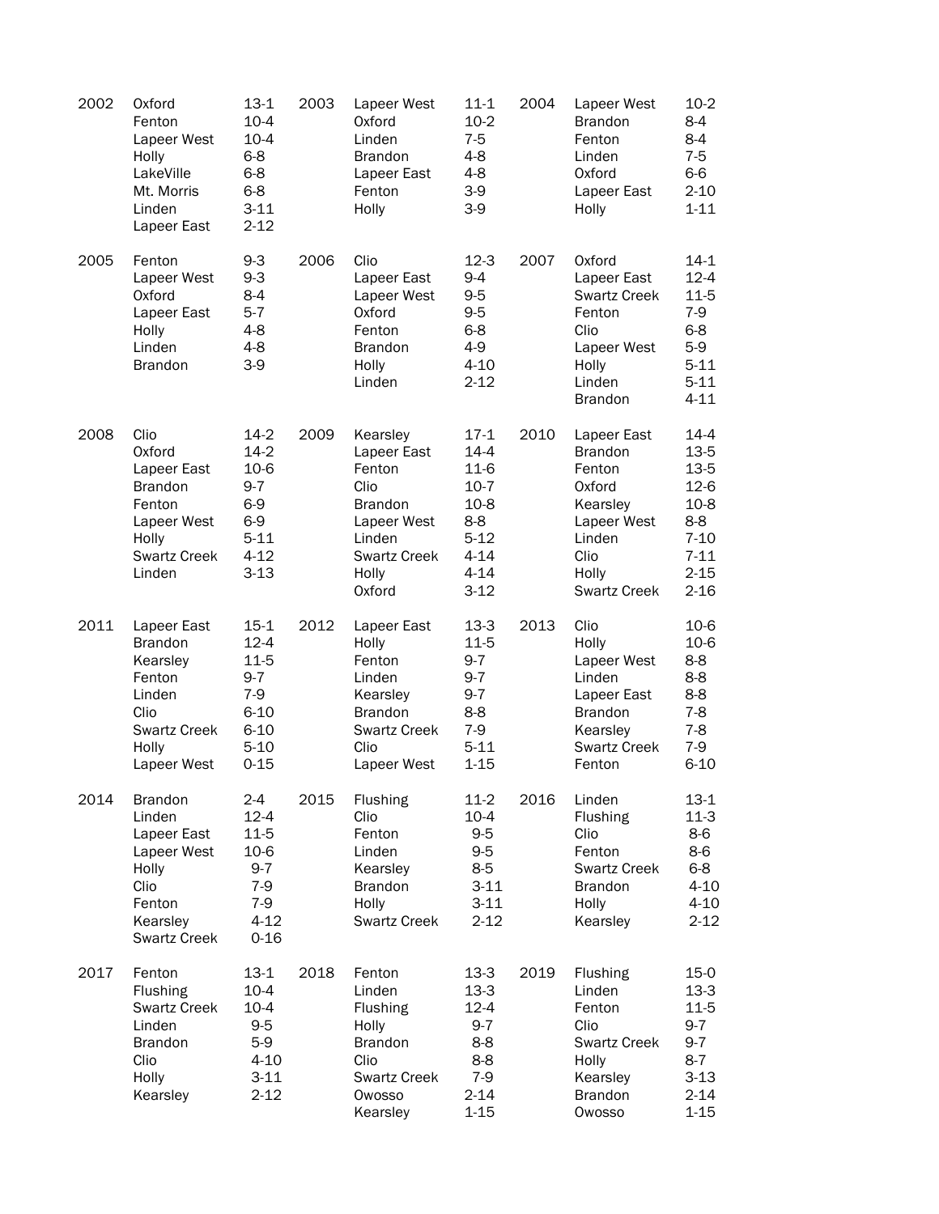| | | | | | | | |
|---|---|---|---|---|---|---|---|
| 2002 | Oxford | 13-1 | 2003 | Lapeer West | 11-1 | 2004 | Lapeer West | 10-2 |
| | Fenton | 10-4 | | Oxford | 10-2 | | Brandon | 8-4 |
| | Lapeer West | 10-4 | | Linden | 7-5 | | Fenton | 8-4 |
| | Holly | 6-8 | | Brandon | 4-8 | | Linden | 7-5 |
| | LakeVille | 6-8 | | Lapeer East | 4-8 | | Oxford | 6-6 |
| | Mt. Morris | 6-8 | | Fenton | 3-9 | | Lapeer East | 2-10 |
| | Linden | 3-11 | | Holly | 3-9 | | Holly | 1-11 |
| | Lapeer East | 2-12 | | | | | | |
| 2005 | Fenton | 9-3 | 2006 | Clio | 12-3 | 2007 | Oxford | 14-1 |
| | Lapeer West | 9-3 | | Lapeer East | 9-4 | | Lapeer East | 12-4 |
| | Oxford | 8-4 | | Lapeer West | 9-5 | | Swartz Creek | 11-5 |
| | Lapeer East | 5-7 | | Oxford | 9-5 | | Fenton | 7-9 |
| | Holly | 4-8 | | Fenton | 6-8 | | Clio | 6-8 |
| | Linden | 4-8 | | Brandon | 4-9 | | Lapeer West | 5-9 |
| | Brandon | 3-9 | | Holly | 4-10 | | Holly | 5-11 |
| | | | | Linden | 2-12 | | Linden | 5-11 |
| | | | | | | | Brandon | 4-11 |
| 2008 | Clio | 14-2 | 2009 | Kearsley | 17-1 | 2010 | Lapeer East | 14-4 |
| | Oxford | 14-2 | | Lapeer East | 14-4 | | Brandon | 13-5 |
| | Lapeer East | 10-6 | | Fenton | 11-6 | | Fenton | 13-5 |
| | Brandon | 9-7 | | Clio | 10-7 | | Oxford | 12-6 |
| | Fenton | 6-9 | | Brandon | 10-8 | | Kearsley | 10-8 |
| | Lapeer West | 6-9 | | Lapeer West | 8-8 | | Lapeer West | 8-8 |
| | Holly | 5-11 | | Linden | 5-12 | | Linden | 7-10 |
| | Swartz Creek | 4-12 | | Swartz Creek | 4-14 | | Clio | 7-11 |
| | Linden | 3-13 | | Holly | 4-14 | | Holly | 2-15 |
| | | | | Oxford | 3-12 | | Swartz Creek | 2-16 |
| 2011 | Lapeer East | 15-1 | 2012 | Lapeer East | 13-3 | 2013 | Clio | 10-6 |
| | Brandon | 12-4 | | Holly | 11-5 | | Holly | 10-6 |
| | Kearsley | 11-5 | | Fenton | 9-7 | | Lapeer West | 8-8 |
| | Fenton | 9-7 | | Linden | 9-7 | | Linden | 8-8 |
| | Linden | 7-9 | | Kearsley | 9-7 | | Lapeer East | 8-8 |
| | Clio | 6-10 | | Brandon | 8-8 | | Brandon | 7-8 |
| | Swartz Creek | 6-10 | | Swartz Creek | 7-9 | | Kearsley | 7-8 |
| | Holly | 5-10 | | Clio | 5-11 | | Swartz Creek | 7-9 |
| | Lapeer West | 0-15 | | Lapeer West | 1-15 | | Fenton | 6-10 |
| 2014 | Brandon | 2-4 | 2015 | Flushing | 11-2 | 2016 | Linden | 13-1 |
| | Linden | 12-4 | | Clio | 10-4 | | Flushing | 11-3 |
| | Lapeer East | 11-5 | | Fenton | 9-5 | | Clio | 8-6 |
| | Lapeer West | 10-6 | | Linden | 9-5 | | Fenton | 8-6 |
| | Holly | 9-7 | | Kearsley | 8-5 | | Swartz Creek | 6-8 |
| | Clio | 7-9 | | Brandon | 3-11 | | Brandon | 4-10 |
| | Fenton | 7-9 | | Holly | 3-11 | | Holly | 4-10 |
| | Kearsley | 4-12 | | Swartz Creek | 2-12 | | Kearsley | 2-12 |
| | Swartz Creek | 0-16 | | | | | | |
| 2017 | Fenton | 13-1 | 2018 | Fenton | 13-3 | 2019 | Flushing | 15-0 |
| | Flushing | 10-4 | | Linden | 13-3 | | Linden | 13-3 |
| | Swartz Creek | 10-4 | | Flushing | 12-4 | | Fenton | 11-5 |
| | Linden | 9-5 | | Holly | 9-7 | | Clio | 9-7 |
| | Brandon | 5-9 | | Brandon | 8-8 | | Swartz Creek | 9-7 |
| | Clio | 4-10 | | Clio | 8-8 | | Holly | 8-7 |
| | Holly | 3-11 | | Swartz Creek | 7-9 | | Kearsley | 3-13 |
| | Kearsley | 2-12 | | Owosso | 2-14 | | Brandon | 2-14 |
| | | | | Kearsley | 1-15 | | Owosso | 1-15 |